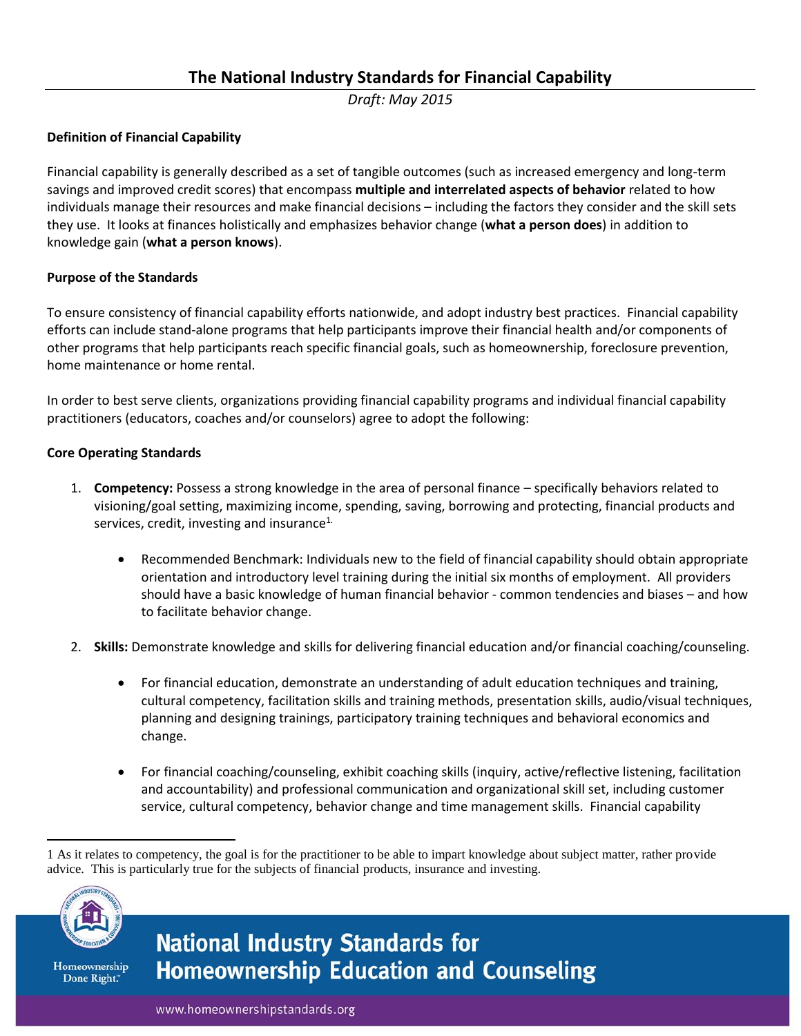# The National Industry Standards for Financial Capability

*Draft: May 2015*

**Definition of Financial Capability**

Financial capability is generally described as a set of tangible outcomes (such as increased emergency and long-term savings and improved credit scores) that encompass **multiple and interrelated aspects of behavior** related to how individuals manage their resources and make financial decisions – including the factors they consider and the skill sets they use. It looks at finances holistically and emphasizes behavior change (**what a person does**) in addition to knowledge gain (**what a person knows**).

**Purpose of the Standards**

To ensure consistency of financial capability efforts nationwide, and adopt industry best practices. Financial capability efforts can include stand-alone programs that help participants improve their financial health and/or components of other programs that help participants reach specific financial goals, such as homeownership, foreclosure prevention, home maintenance or home rental.

In order to best serve clients, organizations providing financial capability programs and individual financial capability practitioners (educators, coaches and/or counselors) agree to adopt the following:

**Core Operating Standards**

1. **Competency:** Possess a strong knowledge in the area of personal finance – specifically behaviors related to visioning/goal setting, maximizing income, spending, saving, borrowing and protecting, financial products and services, credit, investing and insurance[1].

   - Recommended Benchmark: Individuals new to the field of financial capability should obtain appropriate orientation and introductory level training during the initial six months of employment. All providers should have a basic knowledge of human financial behavior - common tendencies and biases – and how to facilitate behavior change.

2. **Skills:** Demonstrate knowledge and skills for delivering financial education and/or financial coaching/counseling.

   - For financial education, demonstrate an understanding of adult education techniques and training, cultural competency, facilitation skills and training methods, presentation skills, audio/visual techniques, planning and designing trainings, participatory training techniques and behavioral economics and change.

   - For financial coaching/counseling, exhibit coaching skills (inquiry, active/reflective listening, facilitation and accountability) and professional communication and organizational skill set, including customer service, cultural competency, behavior change and time management skills. Financial capability

1 As it relates to competency, the goal is for the practitioner to be able to impart knowledge about subject matter, rather provide advice. This is particularly true for the subjects of financial products, insurance and investing.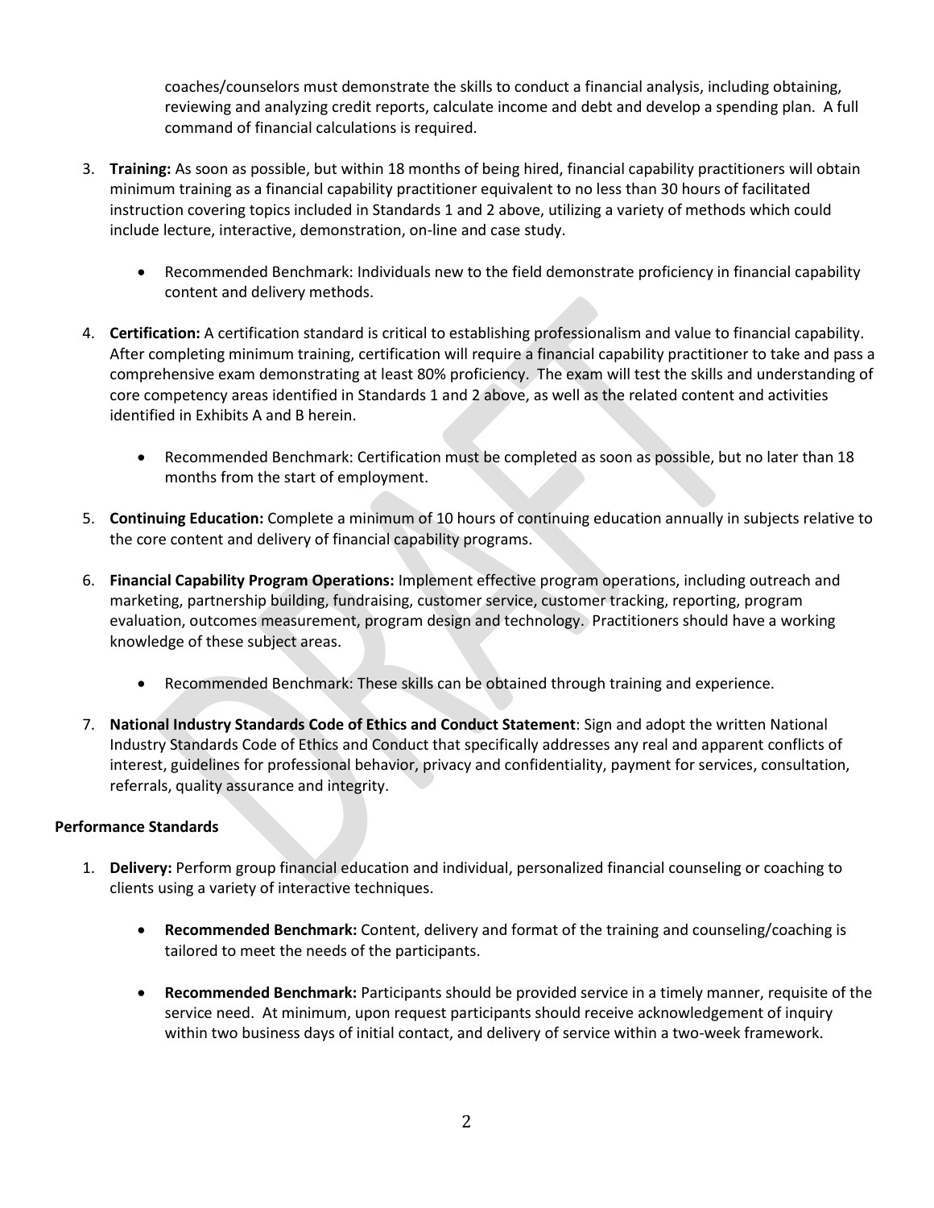coaches/counselors must demonstrate the skills to conduct a financial analysis, including obtaining, reviewing and analyzing credit reports, calculate income and debt and develop a spending plan. A full command of financial calculations is required.

3. **Training:** As soon as possible, but within 18 months of being hired, financial capability practitioners will obtain minimum training as a financial capability practitioner equivalent to no less than 30 hours of facilitated instruction covering topics included in Standards 1 and 2 above, utilizing a variety of methods which could include lecture, interactive, demonstration, on-line and case study.

   - Recommended Benchmark: Individuals new to the field demonstrate proficiency in financial capability content and delivery methods.

4. **Certification:** A certification standard is critical to establishing professionalism and value to financial capability. After completing minimum training, certification will require a financial capability practitioner to take and pass a comprehensive exam demonstrating at least 80% proficiency. The exam will test the skills and understanding of core competency areas identified in Standards 1 and 2 above, as well as the related content and activities identified in Exhibits A and B herein.

   - Recommended Benchmark: Certification must be completed as soon as possible, but no later than 18 months from the start of employment.

5. **Continuing Education:** Complete a minimum of 10 hours of continuing education annually in subjects relative to the core content and delivery of financial capability programs.

6. **Financial Capability Program Operations:** Implement effective program operations, including outreach and marketing, partnership building, fundraising, customer service, customer tracking, reporting, program evaluation, outcomes measurement, program design and technology. Practitioners should have a working knowledge of these subject areas.

   - Recommended Benchmark: These skills can be obtained through training and experience.

7. **National Industry Standards Code of Ethics and Conduct Statement**: Sign and adopt the written National Industry Standards Code of Ethics and Conduct that specifically addresses any real and apparent conflicts of interest, guidelines for professional behavior, privacy and confidentiality, payment for services, consultation, referrals, quality assurance and integrity.

**Performance Standards**

1. **Delivery:** Perform group financial education and individual, personalized financial counseling or coaching to clients using a variety of interactive techniques.

   - **Recommended Benchmark:** Content, delivery and format of the training and counseling/coaching is tailored to meet the needs of the participants.

   - **Recommended Benchmark:** Participants should be provided service in a timely manner, requisite of the service need. At minimum, upon request participants should receive acknowledgement of inquiry within two business days of initial contact, and delivery of service within a two-week framework.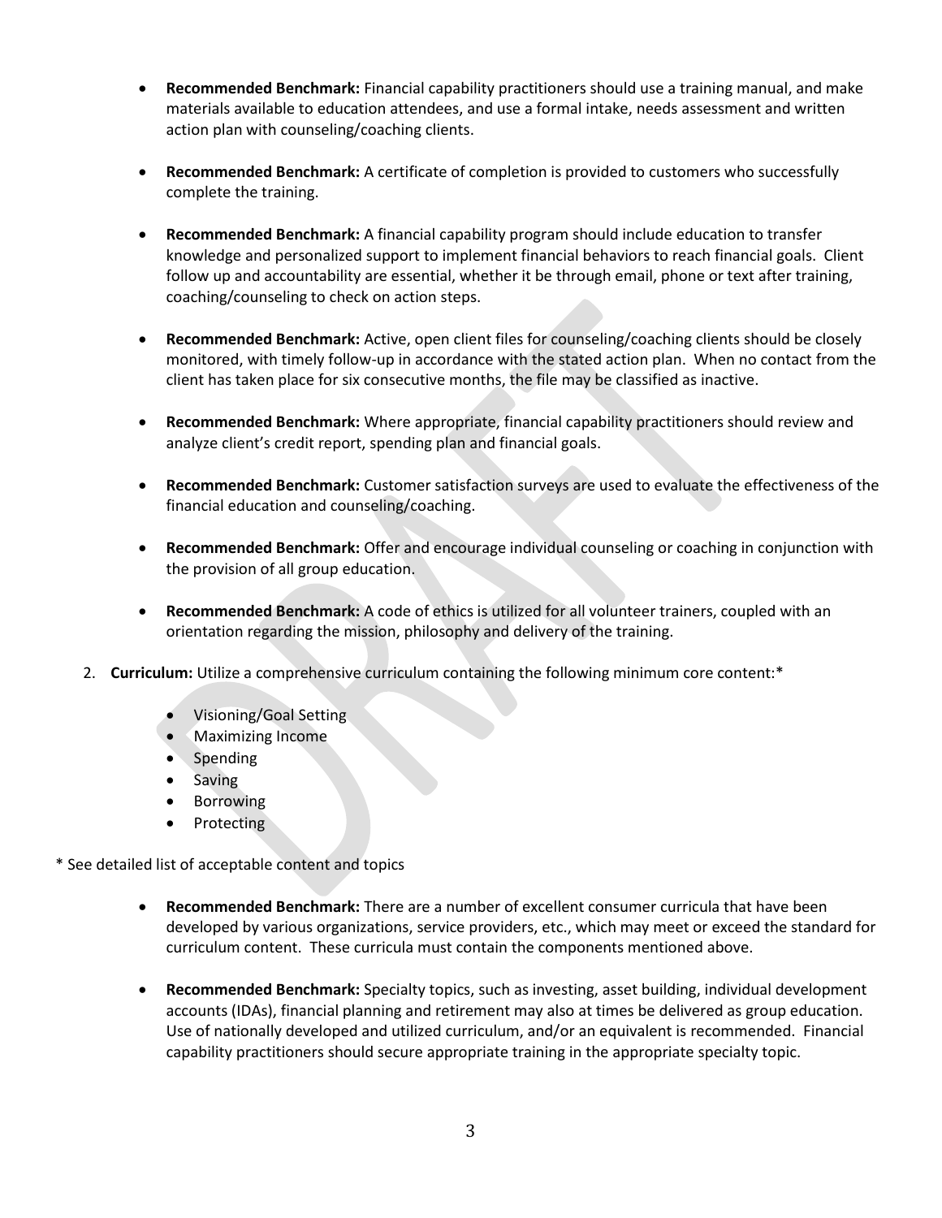- **Recommended Benchmark:** Financial capability practitioners should use a training manual, and make materials available to education attendees, and use a formal intake, needs assessment and written action plan with counseling/coaching clients.

- **Recommended Benchmark:** A certificate of completion is provided to customers who successfully complete the training.

- **Recommended Benchmark:** A financial capability program should include education to transfer knowledge and personalized support to implement financial behaviors to reach financial goals. Client follow up and accountability are essential, whether it be through email, phone or text after training, coaching/counseling to check on action steps.

- **Recommended Benchmark:** Active, open client files for counseling/coaching clients should be closely monitored, with timely follow-up in accordance with the stated action plan. When no contact from the client has taken place for six consecutive months, the file may be classified as inactive.

- **Recommended Benchmark:** Where appropriate, financial capability practitioners should review and analyze client's credit report, spending plan and financial goals.

- **Recommended Benchmark:** Customer satisfaction surveys are used to evaluate the effectiveness of the financial education and counseling/coaching.

- **Recommended Benchmark:** Offer and encourage individual counseling or coaching in conjunction with the provision of all group education.

- **Recommended Benchmark:** A code of ethics is utilized for all volunteer trainers, coupled with an orientation regarding the mission, philosophy and delivery of the training.

2. **Curriculum:** Utilize a comprehensive curriculum containing the following minimum core content:*

    - Visioning/Goal Setting
    - Maximizing Income
    - Spending
    - Saving
    - Borrowing
    - Protecting

\* See detailed list of acceptable content and topics

- **Recommended Benchmark:** There are a number of excellent consumer curricula that have been developed by various organizations, service providers, etc., which may meet or exceed the standard for curriculum content. These curricula must contain the components mentioned above.

- **Recommended Benchmark:** Specialty topics, such as investing, asset building, individual development accounts (IDAs), financial planning and retirement may also at times be delivered as group education. Use of nationally developed and utilized curriculum, and/or an equivalent is recommended. Financial capability practitioners should secure appropriate training in the appropriate specialty topic.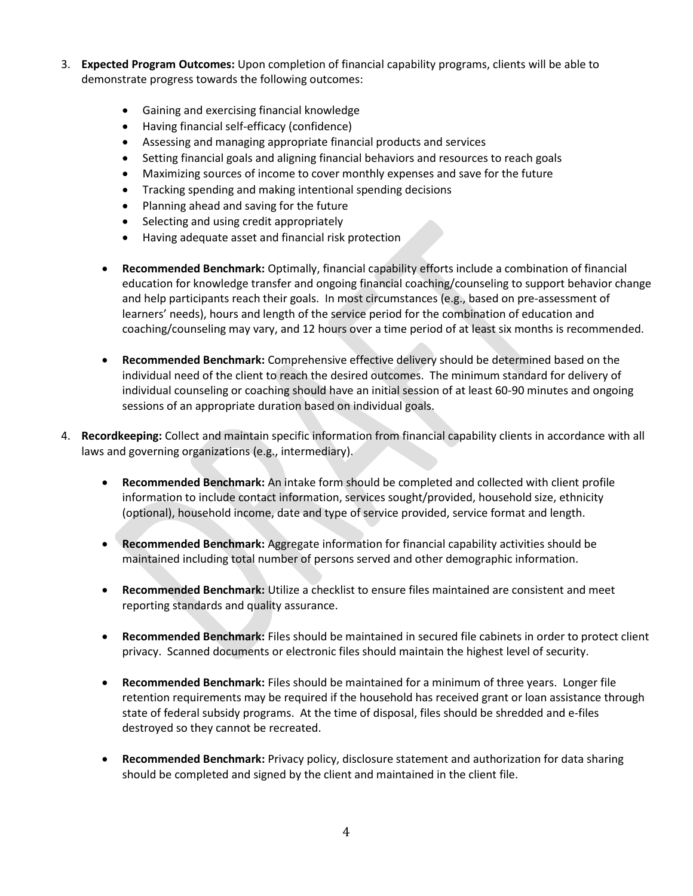3. **Expected Program Outcomes:** Upon completion of financial capability programs, clients will be able to demonstrate progress towards the following outcomes:

    - Gaining and exercising financial knowledge
    - Having financial self-efficacy (confidence)
    - Assessing and managing appropriate financial products and services
    - Setting financial goals and aligning financial behaviors and resources to reach goals
    - Maximizing sources of income to cover monthly expenses and save for the future
    - Tracking spending and making intentional spending decisions
    - Planning ahead and saving for the future
    - Selecting and using credit appropriately
    - Having adequate asset and financial risk protection

    - **Recommended Benchmark:** Optimally, financial capability efforts include a combination of financial education for knowledge transfer and ongoing financial coaching/counseling to support behavior change and help participants reach their goals. In most circumstances (e.g., based on pre-assessment of learners' needs), hours and length of the service period for the combination of education and coaching/counseling may vary, and 12 hours over a time period of at least six months is recommended.

    - **Recommended Benchmark:** Comprehensive effective delivery should be determined based on the individual need of the client to reach the desired outcomes. The minimum standard for delivery of individual counseling or coaching should have an initial session of at least 60-90 minutes and ongoing sessions of an appropriate duration based on individual goals.

4. **Recordkeeping:** Collect and maintain specific information from financial capability clients in accordance with all laws and governing organizations (e.g., intermediary).

    - **Recommended Benchmark:** An intake form should be completed and collected with client profile information to include contact information, services sought/provided, household size, ethnicity (optional), household income, date and type of service provided, service format and length.

    - **Recommended Benchmark:** Aggregate information for financial capability activities should be maintained including total number of persons served and other demographic information.

    - **Recommended Benchmark:** Utilize a checklist to ensure files maintained are consistent and meet reporting standards and quality assurance.

    - **Recommended Benchmark:** Files should be maintained in secured file cabinets in order to protect client privacy. Scanned documents or electronic files should maintain the highest level of security.

    - **Recommended Benchmark:** Files should be maintained for a minimum of three years. Longer file retention requirements may be required if the household has received grant or loan assistance through state of federal subsidy programs. At the time of disposal, files should be shredded and e-files destroyed so they cannot be recreated.

    - **Recommended Benchmark:** Privacy policy, disclosure statement and authorization for data sharing should be completed and signed by the client and maintained in the client file.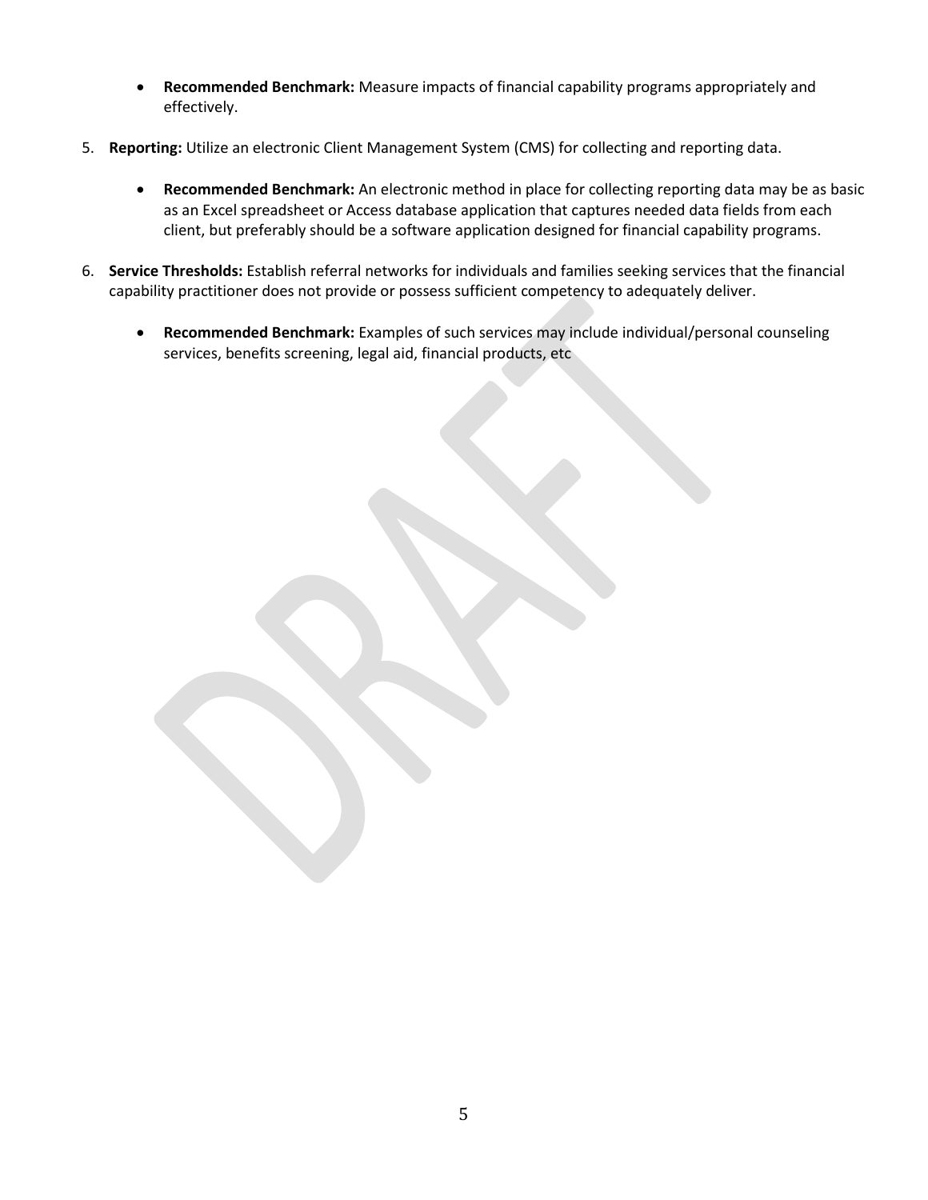- **Recommended Benchmark:** Measure impacts of financial capability programs appropriately and effectively.

5. **Reporting:** Utilize an electronic Client Management System (CMS) for collecting and reporting data.

    - **Recommended Benchmark:** An electronic method in place for collecting reporting data may be as basic as an Excel spreadsheet or Access database application that captures needed data fields from each client, but preferably should be a software application designed for financial capability programs.

6. **Service Thresholds:** Establish referral networks for individuals and families seeking services that the financial capability practitioner does not provide or possess sufficient competency to adequately deliver.

    - **Recommended Benchmark:** Examples of such services may include individual/personal counseling services, benefits screening, legal aid, financial products, etc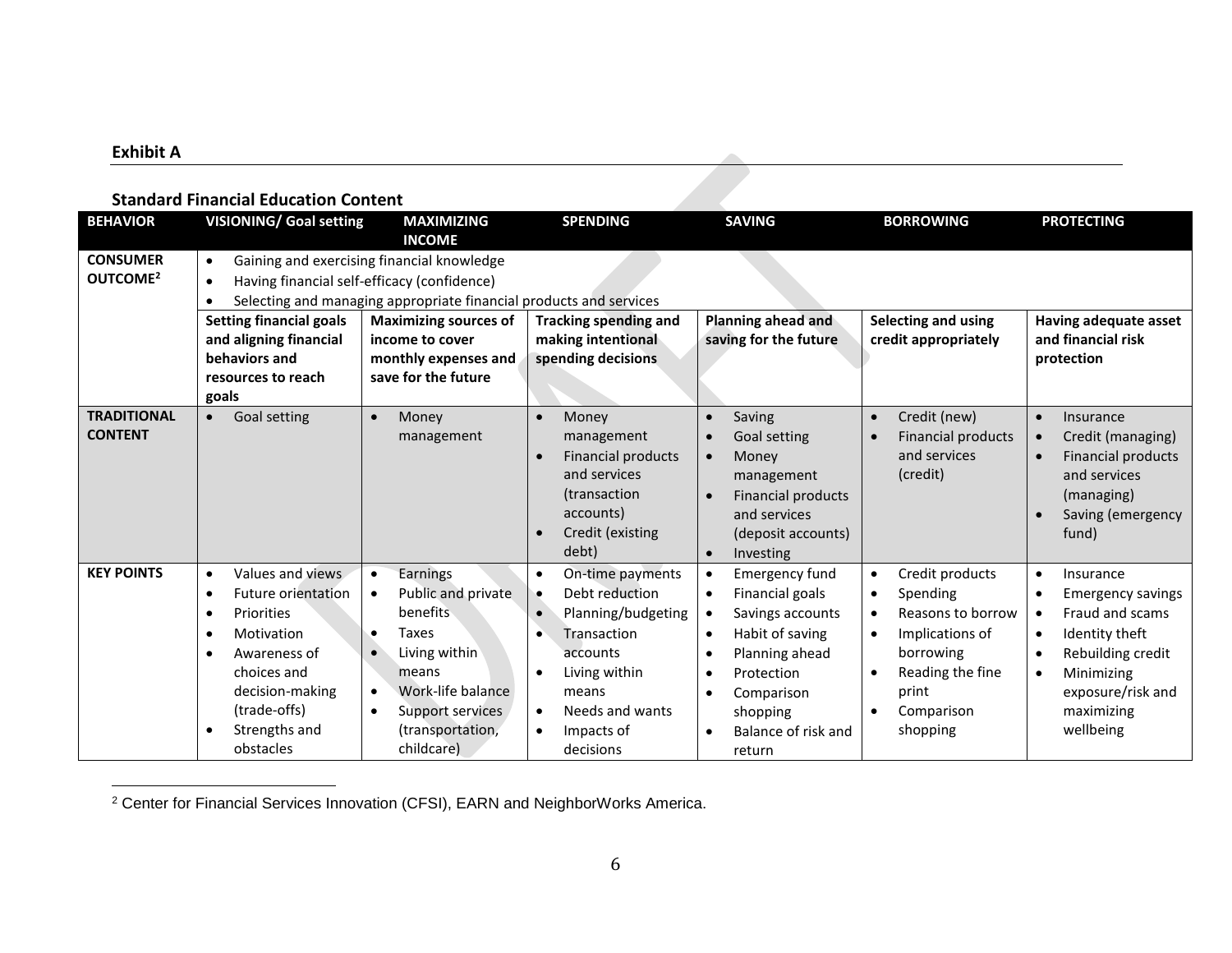**Exhibit A**

**Standard Financial Education Content**

| BEHAVIOR | VISIONING/ Goal setting | MAXIMIZING INCOME | SPENDING | SAVING | BORROWING | PROTECTING |
|---|---|---|---|---|---|---|
| **CONSUMER OUTCOME**[2] | • Gaining and exercising financial knowledge<br>• Having financial self-efficacy (confidence)<br>• Selecting and managing appropriate financial products and services | | | | | |
| | **Setting financial goals and aligning financial behaviors and resources to reach goals** | **Maximizing sources of income to cover monthly expenses and save for the future** | **Tracking spending and making intentional spending decisions** | **Planning ahead and saving for the future** | **Selecting and using credit appropriately** | **Having adequate asset and financial risk protection** |
| **TRADITIONAL CONTENT** | • Goal setting | • Money management | • Money management<br>• Financial products and services (transaction accounts)<br>• Credit (existing debt) | • Saving<br>• Goal setting<br>• Money management<br>• Financial products and services (deposit accounts)<br>• Investing | • Credit (new)<br>• Financial products and services (credit) | • Insurance<br>• Credit (managing)<br>• Financial products and services (managing)<br>• Saving (emergency fund) |
| **KEY POINTS** | • Values and views<br>• Future orientation<br>• Priorities<br>• Motivation<br>• Awareness of choices and decision-making (trade-offs)<br>• Strengths and obstacles | • Earnings<br>• Public and private benefits<br>• Taxes<br>• Living within means<br>• Work-life balance<br>• Support services (transportation, childcare) | • On-time payments<br>• Debt reduction<br>• Planning/budgeting<br>• Transaction accounts<br>• Living within means<br>• Needs and wants<br>• Impacts of decisions | • Emergency fund<br>• Financial goals<br>• Savings accounts<br>• Habit of saving<br>• Planning ahead<br>• Protection<br>• Comparison shopping<br>• Balance of risk and return | • Credit products<br>• Spending<br>• Reasons to borrow<br>• Implications of borrowing<br>• Reading the fine print<br>• Comparison shopping | • Insurance<br>• Emergency savings<br>• Fraud and scams<br>• Identity theft<br>• Rebuilding credit<br>• Minimizing exposure/risk and maximizing wellbeing |

[2] Center for Financial Services Innovation (CFSI), EARN and NeighborWorks America.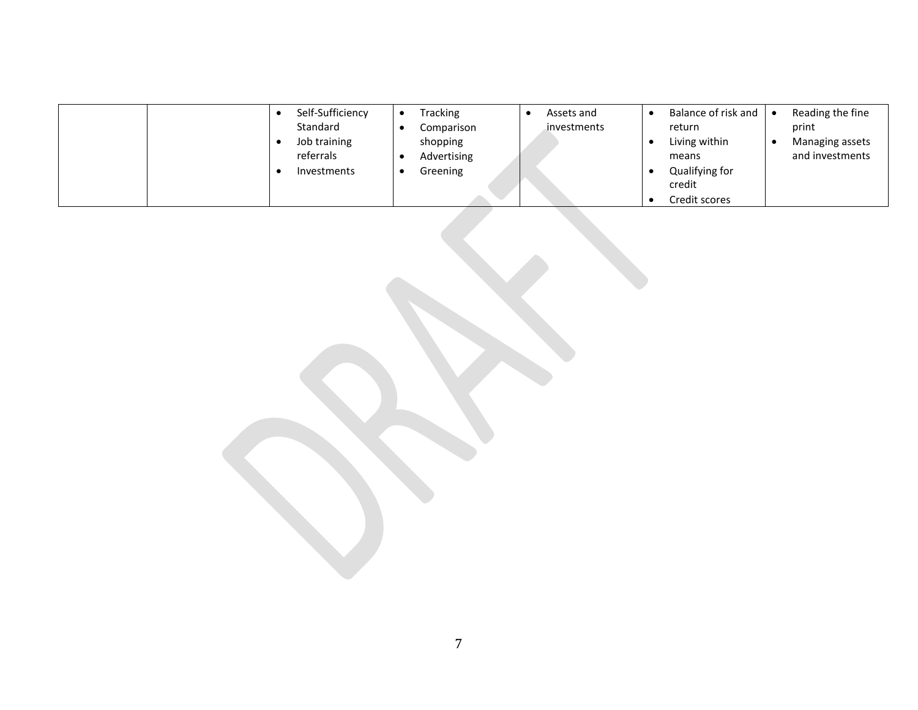|  |  |  |  |  |  |  |
|---|---|---|---|---|---|---|
|  |  | • Self-Sufficiency Standard<br>• Job training referrals<br>• Investments | • Tracking<br>• Comparison shopping<br>• Advertising<br>• Greening | • Assets and investments | • Balance of risk and return<br>• Living within means<br>• Qualifying for credit<br>• Credit scores | • Reading the fine print<br>• Managing assets and investments |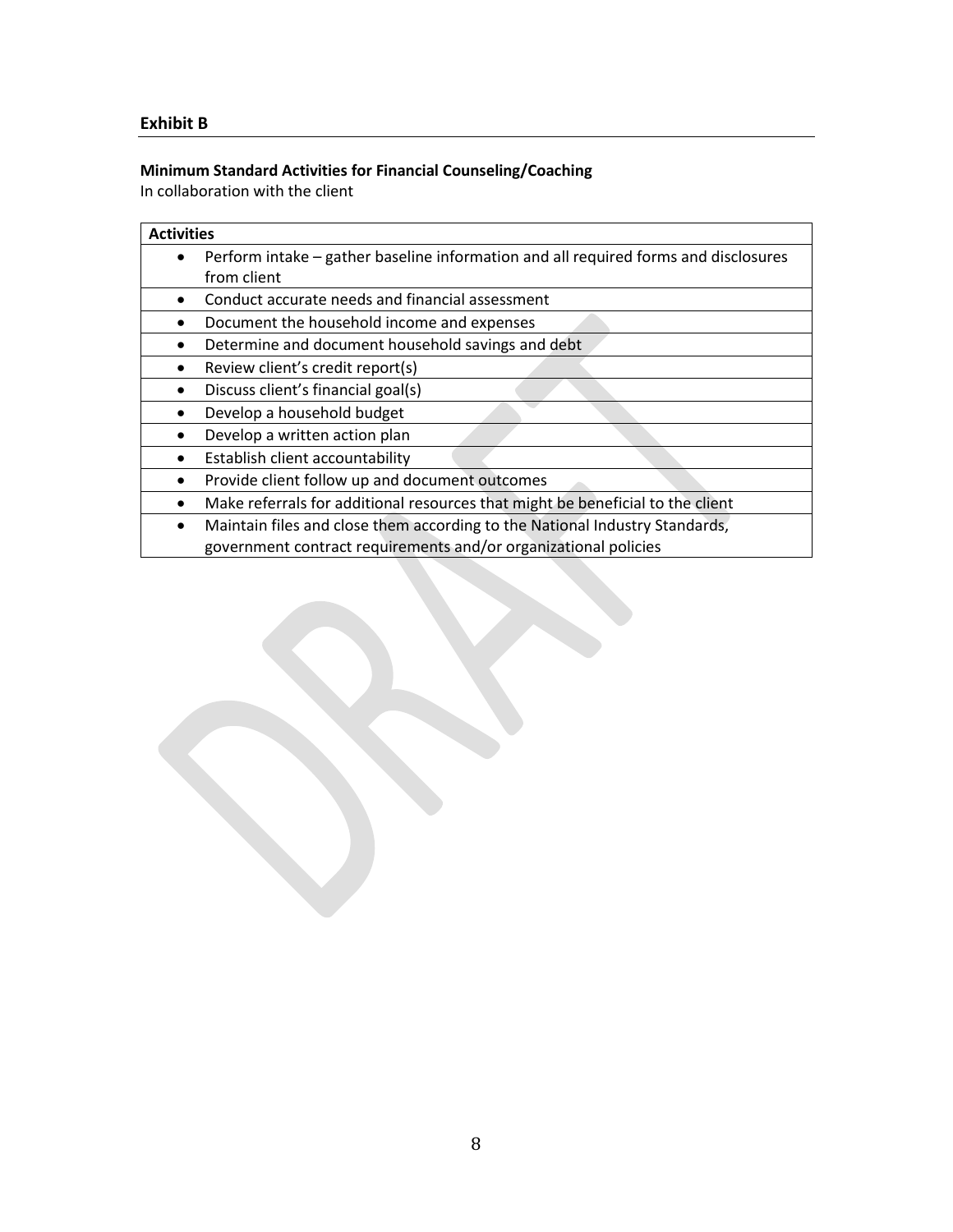## Exhibit B

**Minimum Standard Activities for Financial Counseling/Coaching**
In collaboration with the client

| Activities |
|---|
| • Perform intake – gather baseline information and all required forms and disclosures from client |
| • Conduct accurate needs and financial assessment |
| • Document the household income and expenses |
| • Determine and document household savings and debt |
| • Review client's credit report(s) |
| • Discuss client's financial goal(s) |
| • Develop a household budget |
| • Develop a written action plan |
| • Establish client accountability |
| • Provide client follow up and document outcomes |
| • Make referrals for additional resources that might be beneficial to the client |
| • Maintain files and close them according to the National Industry Standards, government contract requirements and/or organizational policies |